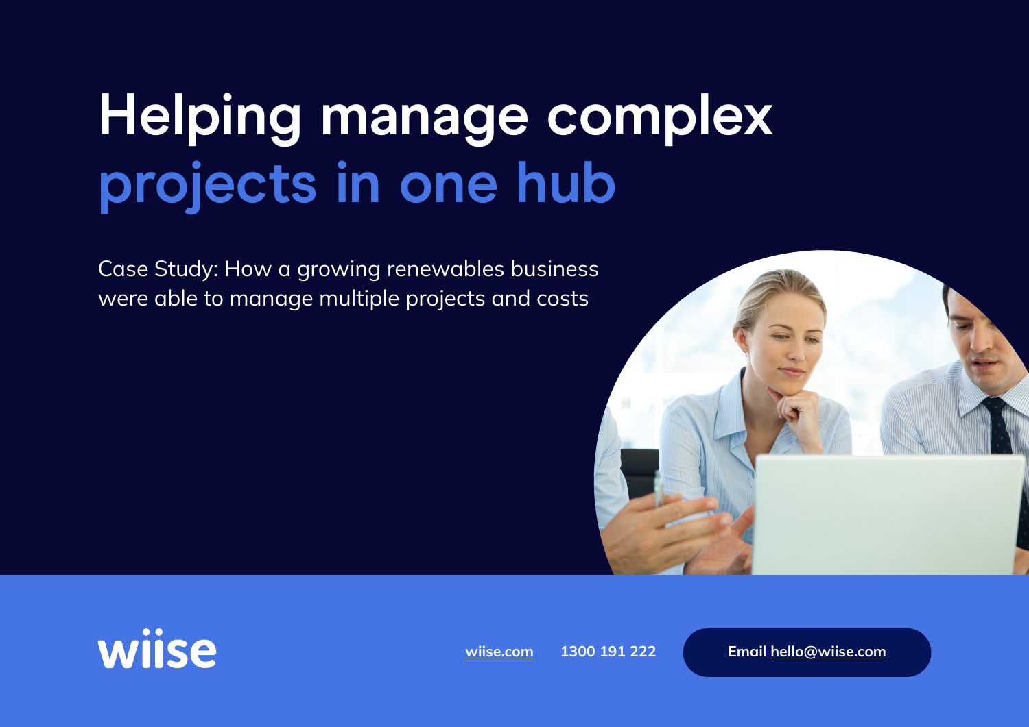# Helping manage complex projects in one hub

Case Study: How a growing renewables business were able to manage multiple projects and costs

wiise

wiise.com 1300 191 222 Email hello@wiise.com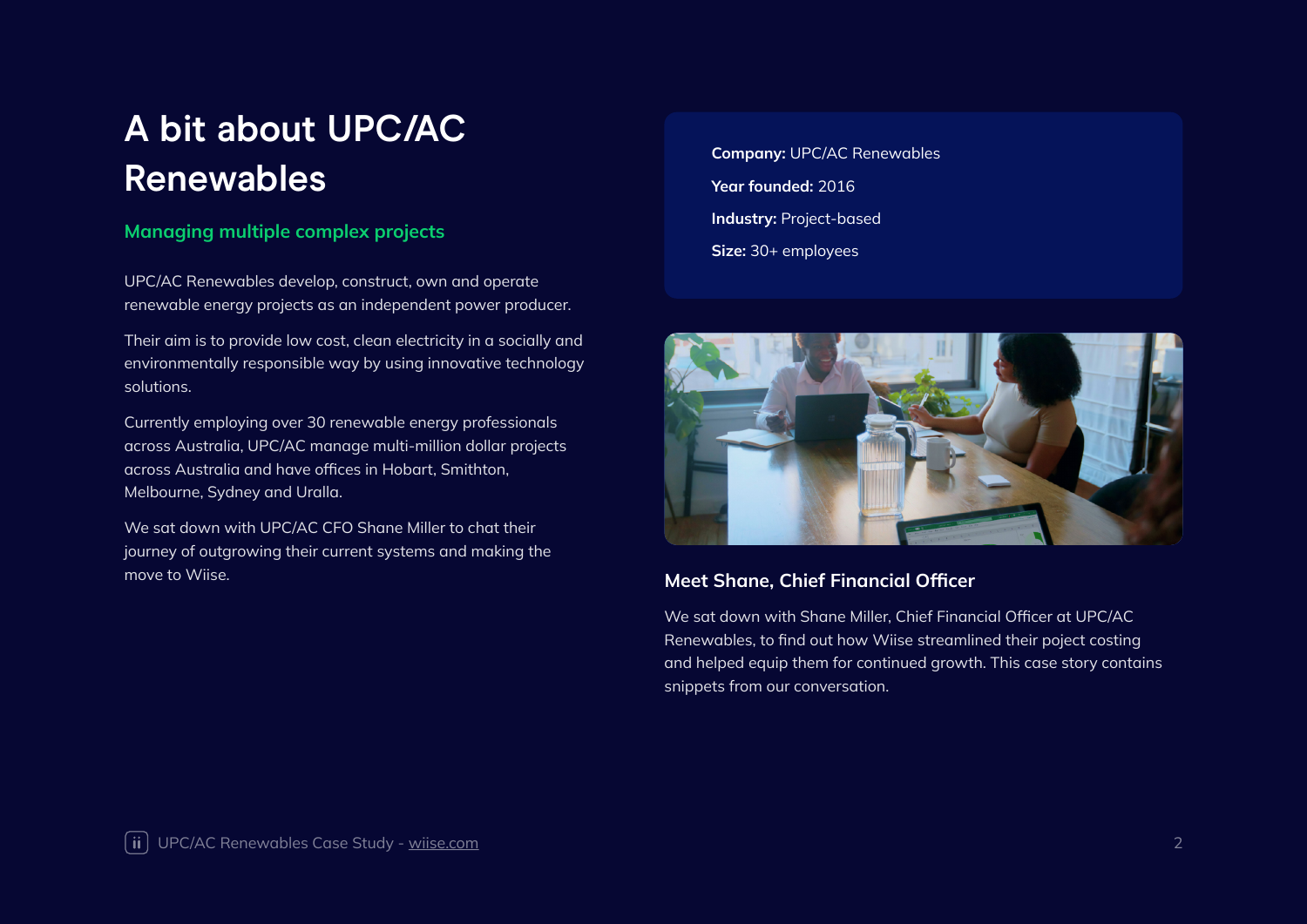# A bit about UPC/AC Renewables

## Managing multiple complex projects

UPC/AC Renewables develop, construct, own and operate renewable energy projects as an independent power producer.

Their aim is to provide low cost, clean electricity in a socially and environmentally responsible way by using innovative technology solutions.

Currently employing over 30 renewable energy professionals across Australia, UPC/AC manage multi-million dollar projects across Australia and have offices in Hobart, Smithton, Melbourne, Sydney and Uralla.

We sat down with UPC/AC CFO Shane Miller to chat their journey of outgrowing their current systems and making the move to Wiise.

**Company:** UPC/AC Renewables

**Year founded:** 2016

**Industry:** Project-based

**Size:** 30+ employees

### Meet Shane, Chief Financial Officer

We sat down with Shane Miller, Chief Financial Officer at UPC/AC Renewables, to find out how Wiise streamlined their poject costing and helped equip them for continued growth. This case story contains snippets from our conversation.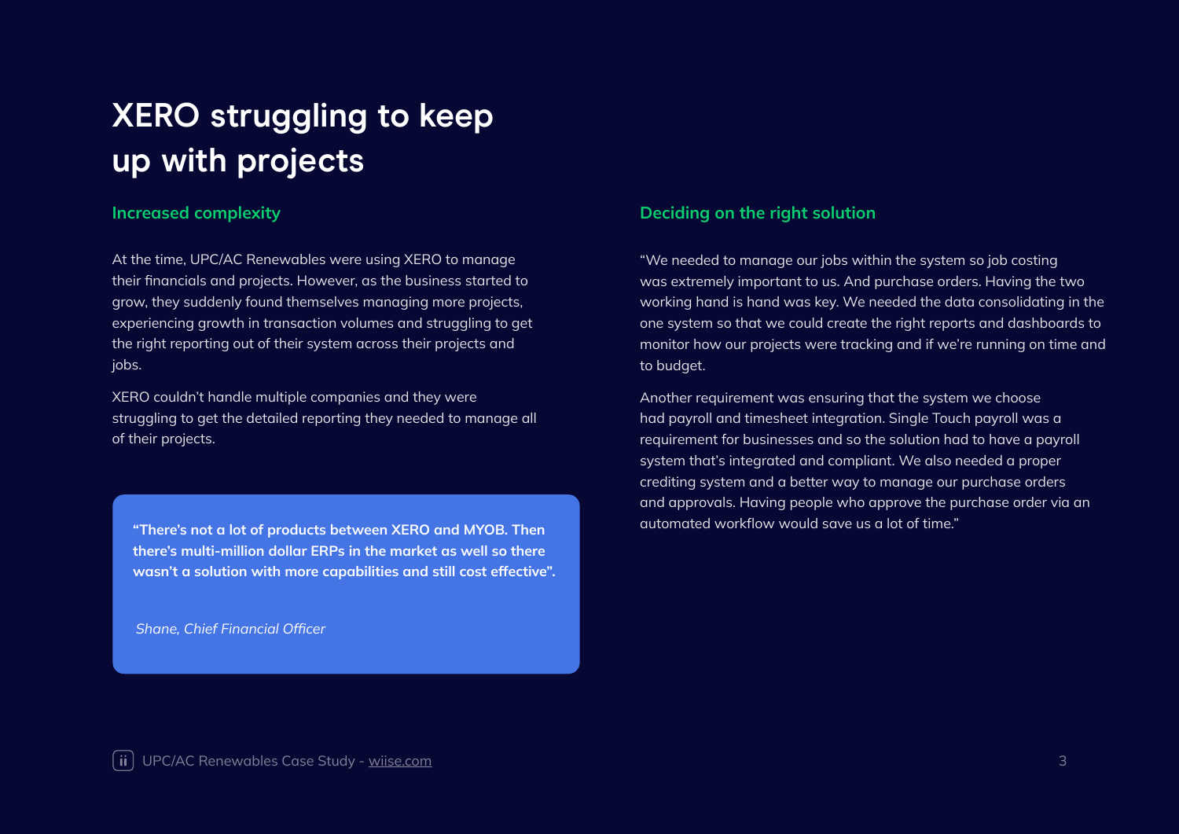# XERO struggling to keep up with projects

## Increased complexity

At the time, UPC/AC Renewables were using XERO to manage their financials and projects. However, as the business started to grow, they suddenly found themselves managing more projects, experiencing growth in transaction volumes and struggling to get the right reporting out of their system across their projects and jobs.

XERO couldn't handle multiple companies and they were struggling to get the detailed reporting they needed to manage all of their projects.

> **"There's not a lot of products between XERO and MYOB. Then there's multi-million dollar ERPs in the market as well so there wasn't a solution with more capabilities and still cost effective".**
>
> *Shane, Chief Financial Officer*

## Deciding on the right solution

"We needed to manage our jobs within the system so job costing was extremely important to us. And purchase orders. Having the two working hand is hand was key. We needed the data consolidating in the one system so that we could create the right reports and dashboards to monitor how our projects were tracking and if we're running on time and to budget.

Another requirement was ensuring that the system we choose had payroll and timesheet integration. Single Touch payroll was a requirement for businesses and so the solution had to have a payroll system that's integrated and compliant. We also needed a proper crediting system and a better way to manage our purchase orders and approvals. Having people who approve the purchase order via an automated workflow would save us a lot of time."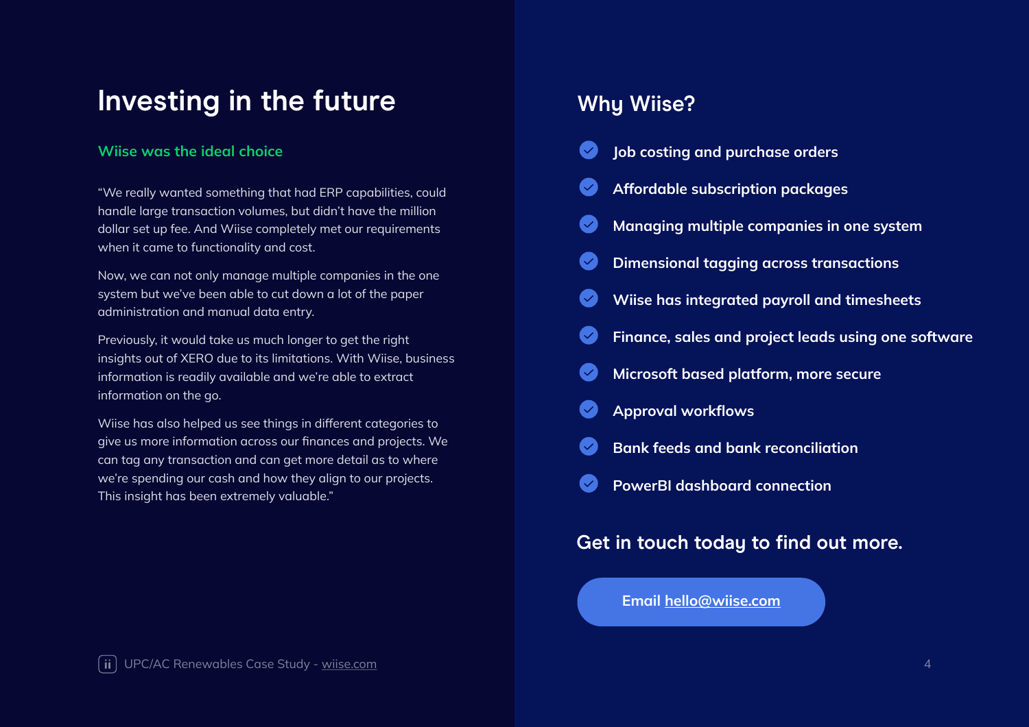# Investing in the future

### Wiise was the ideal choice

"We really wanted something that had ERP capabilities, could handle large transaction volumes, but didn't have the million dollar set up fee. And Wiise completely met our requirements when it came to functionality and cost.

Now, we can not only manage multiple companies in the one system but we've been able to cut down a lot of the paper administration and manual data entry.

Previously, it would take us much longer to get the right insights out of XERO due to its limitations. With Wiise, business information is readily available and we're able to extract information on the go.

Wiise has also helped us see things in different categories to give us more information across our finances and projects. We can tag any transaction and can get more detail as to where we're spending our cash and how they align to our projects. This insight has been extremely valuable."

## Why Wiise?

- Job costing and purchase orders
- Affordable subscription packages
- Managing multiple companies in one system
- Dimensional tagging across transactions
- Wiise has integrated payroll and timesheets
- Finance, sales and project leads using one software
- Microsoft based platform, more secure
- Approval workflows
- Bank feeds and bank reconciliation
- PowerBI dashboard connection

### Get in touch today to find out more.

Email hello@wiise.com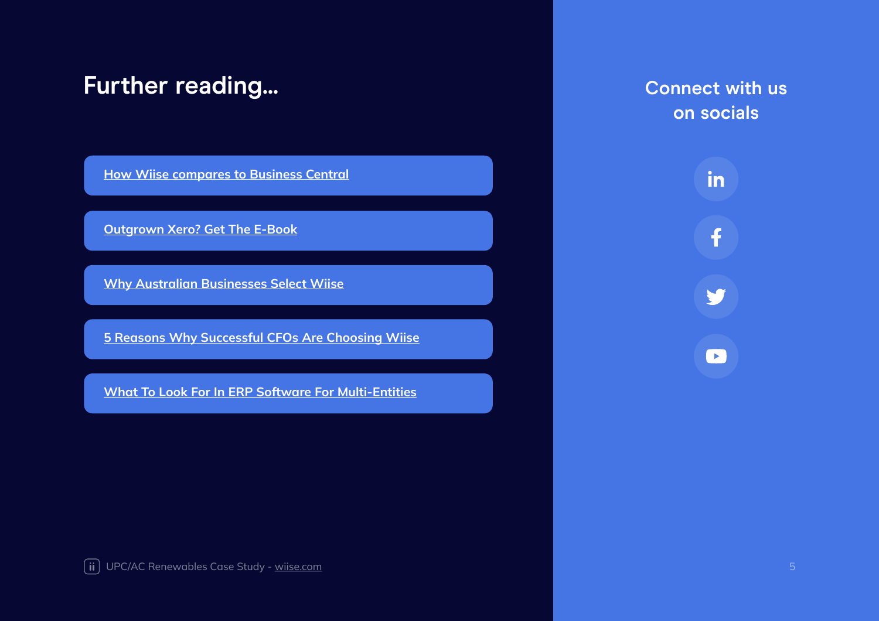## Further reading...

- How Wiise compares to Business Central
- Outgrown Xero? Get The E-Book
- Why Australian Businesses Select Wiise
- 5 Reasons Why Successful CFOs Are Choosing Wiise
- What To Look For In ERP Software For Multi-Entities

## Connect with us on socials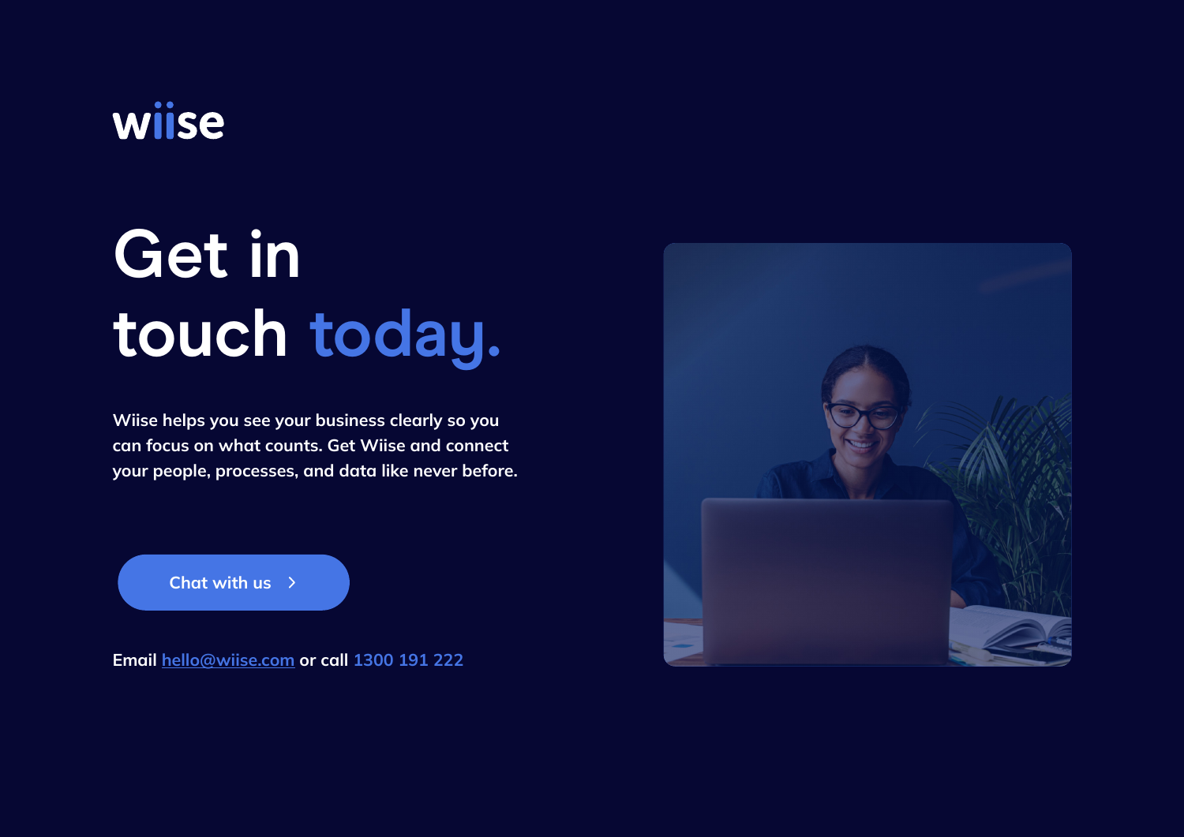wiise

# Get in touch today.

Wiise helps you see your business clearly so you can focus on what counts. Get Wiise and connect your people, processes, and data like never before.

Chat with us >

Email hello@wiise.com or call 1300 191 222